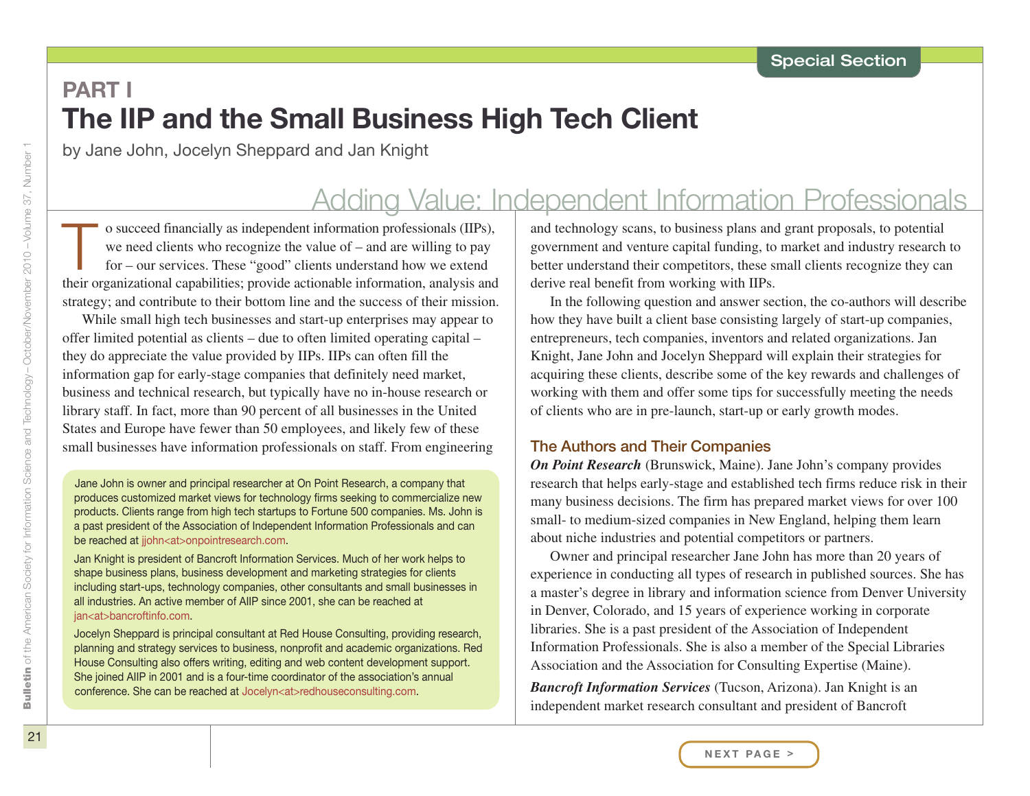Special Section

# PART I
# The IIP and the Small Business High Tech Client

by Jane John, Jocelyn Sheppard and Jan Knight

## Adding Value: Independent Information Professionals

To succeed financially as independent information professionals (IIPs), we need clients who recognize the value of – and are willing to pay for – our services. These "good" clients understand how we extend their organizational capabilities; provide actionable information, analysis and strategy; and contribute to their bottom line and the success of their mission.

While small high tech businesses and start-up enterprises may appear to offer limited potential as clients – due to often limited operating capital – they do appreciate the value provided by IIPs. IIPs can often fill the information gap for early-stage companies that definitely need market, business and technical research, but typically have no in-house research or library staff. In fact, more than 90 percent of all businesses in the United States and Europe have fewer than 50 employees, and likely few of these small businesses have information professionals on staff. From engineering and technology scans, to business plans and grant proposals, to potential government and venture capital funding, to market and industry research to better understand their competitors, these small clients recognize they can derive real benefit from working with IIPs.

In the following question and answer section, the co-authors will describe how they have built a client base consisting largely of start-up companies, entrepreneurs, tech companies, inventors and related organizations. Jan Knight, Jane John and Jocelyn Sheppard will explain their strategies for acquiring these clients, describe some of the key rewards and challenges of working with them and offer some tips for successfully meeting the needs of clients who are in pre-launch, start-up or early growth modes.

> Jane John is owner and principal researcher at On Point Research, a company that produces customized market views for technology firms seeking to commercialize new products. Clients range from high tech startups to Fortune 500 companies. Ms. John is a past president of the Association of Independent Information Professionals and can be reached at jjohn<at>onpointresearch.com.
>
> Jan Knight is president of Bancroft Information Services. Much of her work helps to shape business plans, business development and marketing strategies for clients including start-ups, technology companies, other consultants and small businesses in all industries. An active member of AIIP since 2001, she can be reached at jan<at>bancroftinfo.com.
>
> Jocelyn Sheppard is principal consultant at Red House Consulting, providing research, planning and strategy services to business, nonprofit and academic organizations. Red House Consulting also offers writing, editing and web content development support. She joined AIIP in 2001 and is a four-time coordinator of the association's annual conference. She can be reached at Jocelyn<at>redhouseconsulting.com.

### The Authors and Their Companies

***On Point Research*** (Brunswick, Maine). Jane John's company provides research that helps early-stage and established tech firms reduce risk in their many business decisions. The firm has prepared market views for over 100 small- to medium-sized companies in New England, helping them learn about niche industries and potential competitors or partners.

Owner and principal researcher Jane John has more than 20 years of experience in conducting all types of research in published sources. She has a master's degree in library and information science from Denver University in Denver, Colorado, and 15 years of experience working in corporate libraries. She is a past president of the Association of Independent Information Professionals. She is also a member of the Special Libraries Association and the Association for Consulting Expertise (Maine).

***Bancroft Information Services*** (Tucson, Arizona). Jan Knight is an independent market research consultant and president of Bancroft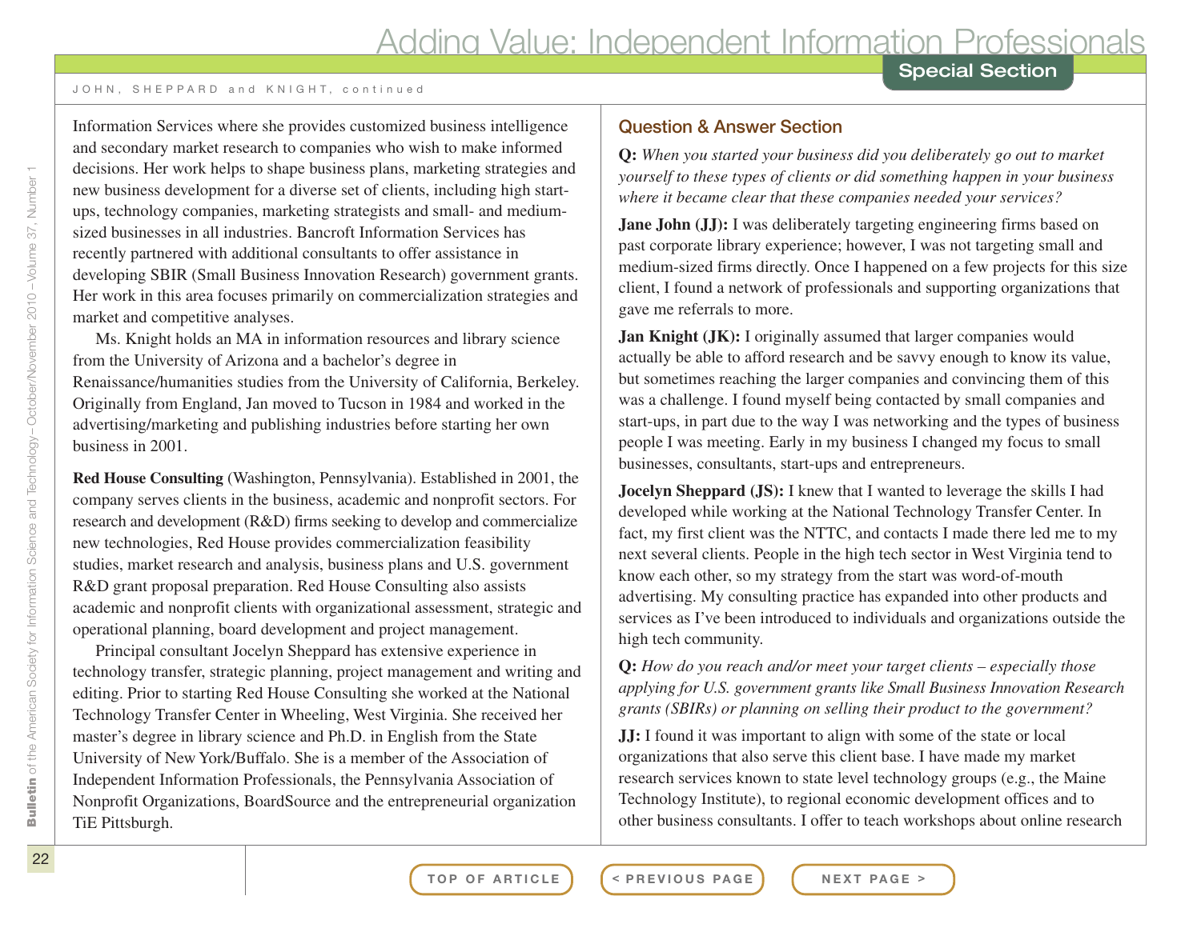Information Services where she provides customized business intelligence and secondary market research to companies who wish to make informed decisions. Her work helps to shape business plans, marketing strategies and new business development for a diverse set of clients, including high start-ups, technology companies, marketing strategists and small- and medium-sized businesses in all industries. Bancroft Information Services has recently partnered with additional consultants to offer assistance in developing SBIR (Small Business Innovation Research) government grants. Her work in this area focuses primarily on commercialization strategies and market and competitive analyses.

Ms. Knight holds an MA in information resources and library science from the University of Arizona and a bachelor's degree in Renaissance/humanities studies from the University of California, Berkeley. Originally from England, Jan moved to Tucson in 1984 and worked in the advertising/marketing and publishing industries before starting her own business in 2001.

**Red House Consulting** (Washington, Pennsylvania). Established in 2001, the company serves clients in the business, academic and nonprofit sectors. For research and development (R&D) firms seeking to develop and commercialize new technologies, Red House provides commercialization feasibility studies, market research and analysis, business plans and U.S. government R&D grant proposal preparation. Red House Consulting also assists academic and nonprofit clients with organizational assessment, strategic and operational planning, board development and project management.

Principal consultant Jocelyn Sheppard has extensive experience in technology transfer, strategic planning, project management and writing and editing. Prior to starting Red House Consulting she worked at the National Technology Transfer Center in Wheeling, West Virginia. She received her master's degree in library science and Ph.D. in English from the State University of New York/Buffalo. She is a member of the Association of Independent Information Professionals, the Pennsylvania Association of Nonprofit Organizations, BoardSource and the entrepreneurial organization TiE Pittsburgh.

## Question & Answer Section

**Q:** *When you started your business did you deliberately go out to market yourself to these types of clients or did something happen in your business where it became clear that these companies needed your services?*

**Jane John (JJ):** I was deliberately targeting engineering firms based on past corporate library experience; however, I was not targeting small and medium-sized firms directly. Once I happened on a few projects for this size client, I found a network of professionals and supporting organizations that gave me referrals to more.

**Jan Knight (JK):** I originally assumed that larger companies would actually be able to afford research and be savvy enough to know its value, but sometimes reaching the larger companies and convincing them of this was a challenge. I found myself being contacted by small companies and start-ups, in part due to the way I was networking and the types of business people I was meeting. Early in my business I changed my focus to small businesses, consultants, start-ups and entrepreneurs.

**Jocelyn Sheppard (JS):** I knew that I wanted to leverage the skills I had developed while working at the National Technology Transfer Center. In fact, my first client was the NTTC, and contacts I made there led me to my next several clients. People in the high tech sector in West Virginia tend to know each other, so my strategy from the start was word-of-mouth advertising. My consulting practice has expanded into other products and services as I've been introduced to individuals and organizations outside the high tech community.

**Q:** *How do you reach and/or meet your target clients – especially those applying for U.S. government grants like Small Business Innovation Research grants (SBIRs) or planning on selling their product to the government?*

**JJ:** I found it was important to align with some of the state or local organizations that also serve this client base. I have made my market research services known to state level technology groups (e.g., the Maine Technology Institute), to regional economic development offices and to other business consultants. I offer to teach workshops about online research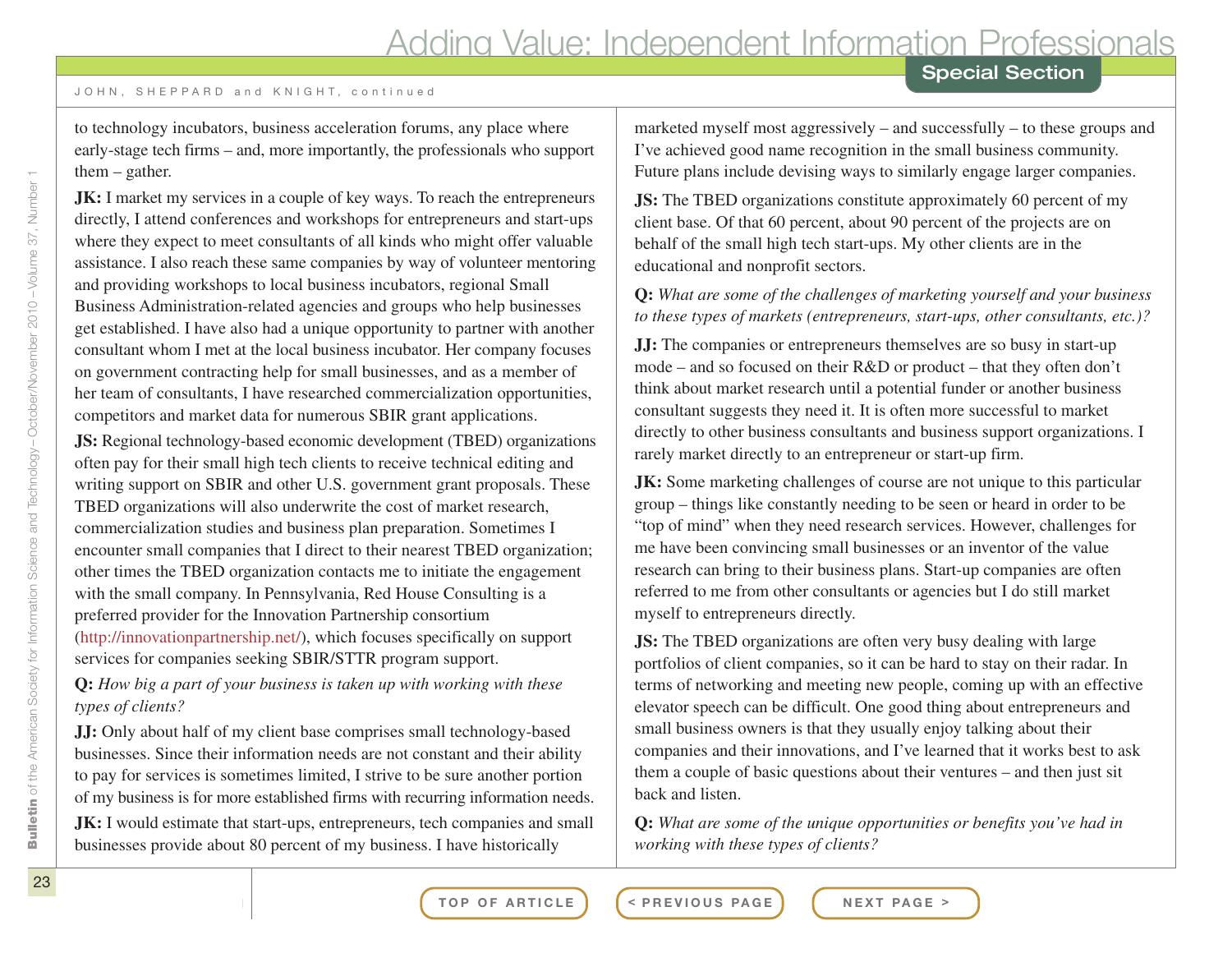to technology incubators, business acceleration forums, any place where early-stage tech firms – and, more importantly, the professionals who support them – gather.

**JK:** I market my services in a couple of key ways. To reach the entrepreneurs directly, I attend conferences and workshops for entrepreneurs and start-ups where they expect to meet consultants of all kinds who might offer valuable assistance. I also reach these same companies by way of volunteer mentoring and providing workshops to local business incubators, regional Small Business Administration-related agencies and groups who help businesses get established. I have also had a unique opportunity to partner with another consultant whom I met at the local business incubator. Her company focuses on government contracting help for small businesses, and as a member of her team of consultants, I have researched commercialization opportunities, competitors and market data for numerous SBIR grant applications.

**JS:** Regional technology-based economic development (TBED) organizations often pay for their small high tech clients to receive technical editing and writing support on SBIR and other U.S. government grant proposals. These TBED organizations will also underwrite the cost of market research, commercialization studies and business plan preparation. Sometimes I encounter small companies that I direct to their nearest TBED organization; other times the TBED organization contacts me to initiate the engagement with the small company. In Pennsylvania, Red House Consulting is a preferred provider for the Innovation Partnership consortium (http://innovationpartnership.net/), which focuses specifically on support services for companies seeking SBIR/STTR program support.

**Q:** *How big a part of your business is taken up with working with these types of clients?*

**JJ:** Only about half of my client base comprises small technology-based businesses. Since their information needs are not constant and their ability to pay for services is sometimes limited, I strive to be sure another portion of my business is for more established firms with recurring information needs.

**JK:** I would estimate that start-ups, entrepreneurs, tech companies and small businesses provide about 80 percent of my business. I have historically marketed myself most aggressively – and successfully – to these groups and I've achieved good name recognition in the small business community. Future plans include devising ways to similarly engage larger companies.

**JS:** The TBED organizations constitute approximately 60 percent of my client base. Of that 60 percent, about 90 percent of the projects are on behalf of the small high tech start-ups. My other clients are in the educational and nonprofit sectors.

**Q:** *What are some of the challenges of marketing yourself and your business to these types of markets (entrepreneurs, start-ups, other consultants, etc.)?*

**JJ:** The companies or entrepreneurs themselves are so busy in start-up mode – and so focused on their R&D or product – that they often don't think about market research until a potential funder or another business consultant suggests they need it. It is often more successful to market directly to other business consultants and business support organizations. I rarely market directly to an entrepreneur or start-up firm.

**JK:** Some marketing challenges of course are not unique to this particular group – things like constantly needing to be seen or heard in order to be "top of mind" when they need research services. However, challenges for me have been convincing small businesses or an inventor of the value research can bring to their business plans. Start-up companies are often referred to me from other consultants or agencies but I do still market myself to entrepreneurs directly.

**JS:** The TBED organizations are often very busy dealing with large portfolios of client companies, so it can be hard to stay on their radar. In terms of networking and meeting new people, coming up with an effective elevator speech can be difficult. One good thing about entrepreneurs and small business owners is that they usually enjoy talking about their companies and their innovations, and I've learned that it works best to ask them a couple of basic questions about their ventures – and then just sit back and listen.

**Q:** *What are some of the unique opportunities or benefits you've had in working with these types of clients?*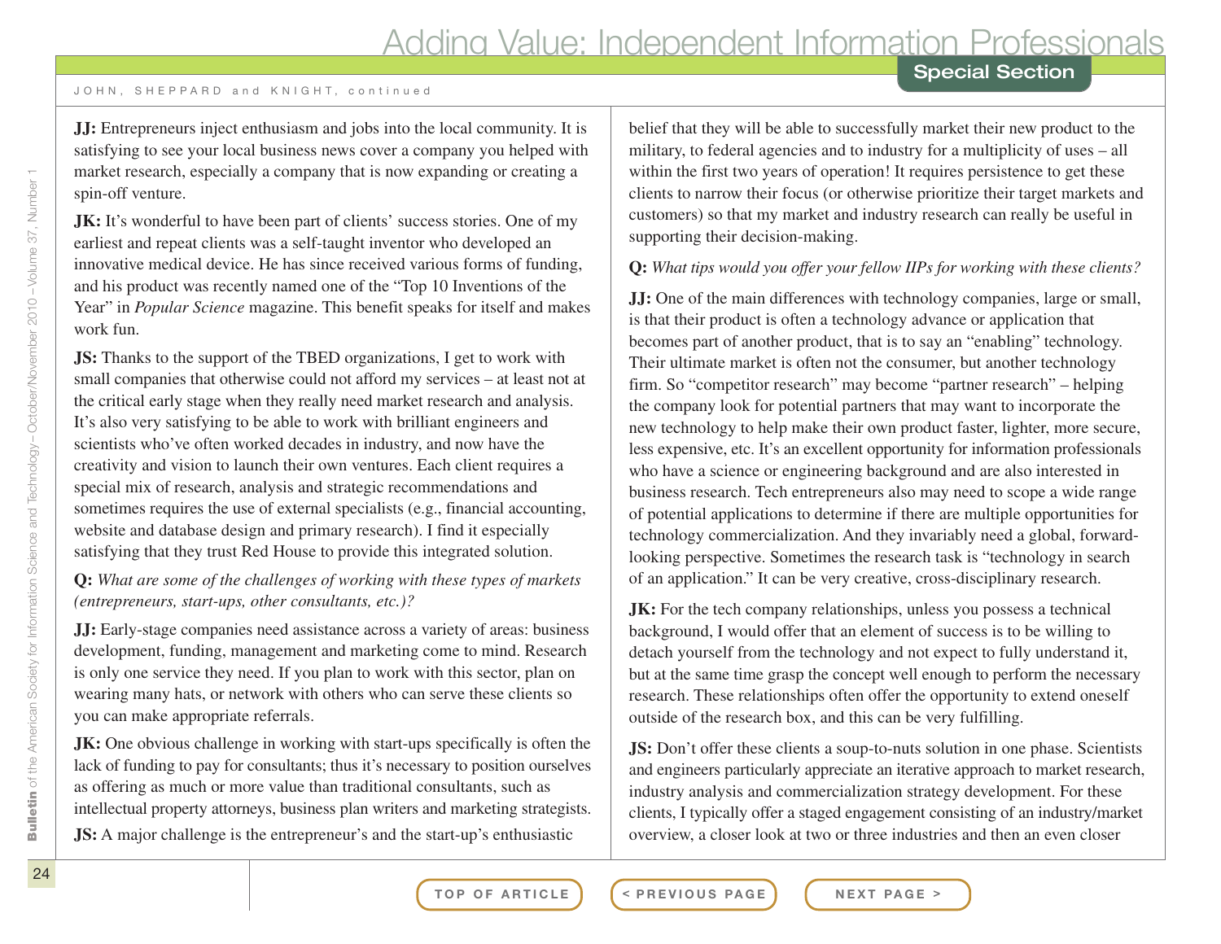**JJ:** Entrepreneurs inject enthusiasm and jobs into the local community. It is satisfying to see your local business news cover a company you helped with market research, especially a company that is now expanding or creating a spin-off venture.

**JK:** It's wonderful to have been part of clients' success stories. One of my earliest and repeat clients was a self-taught inventor who developed an innovative medical device. He has since received various forms of funding, and his product was recently named one of the "Top 10 Inventions of the Year" in *Popular Science* magazine. This benefit speaks for itself and makes work fun.

**JS:** Thanks to the support of the TBED organizations, I get to work with small companies that otherwise could not afford my services – at least not at the critical early stage when they really need market research and analysis. It's also very satisfying to be able to work with brilliant engineers and scientists who've often worked decades in industry, and now have the creativity and vision to launch their own ventures. Each client requires a special mix of research, analysis and strategic recommendations and sometimes requires the use of external specialists (e.g., financial accounting, website and database design and primary research). I find it especially satisfying that they trust Red House to provide this integrated solution.

**Q:** *What are some of the challenges of working with these types of markets (entrepreneurs, start-ups, other consultants, etc.)?*

**JJ:** Early-stage companies need assistance across a variety of areas: business development, funding, management and marketing come to mind. Research is only one service they need. If you plan to work with this sector, plan on wearing many hats, or network with others who can serve these clients so you can make appropriate referrals.

**JK:** One obvious challenge in working with start-ups specifically is often the lack of funding to pay for consultants; thus it's necessary to position ourselves as offering as much or more value than traditional consultants, such as intellectual property attorneys, business plan writers and marketing strategists.

**JS:** A major challenge is the entrepreneur's and the start-up's enthusiastic belief that they will be able to successfully market their new product to the military, to federal agencies and to industry for a multiplicity of uses – all within the first two years of operation! It requires persistence to get these clients to narrow their focus (or otherwise prioritize their target markets and customers) so that my market and industry research can really be useful in supporting their decision-making.

**Q:** *What tips would you offer your fellow IIPs for working with these clients?*

**JJ:** One of the main differences with technology companies, large or small, is that their product is often a technology advance or application that becomes part of another product, that is to say an "enabling" technology. Their ultimate market is often not the consumer, but another technology firm. So "competitor research" may become "partner research" – helping the company look for potential partners that may want to incorporate the new technology to help make their own product faster, lighter, more secure, less expensive, etc. It's an excellent opportunity for information professionals who have a science or engineering background and are also interested in business research. Tech entrepreneurs also may need to scope a wide range of potential applications to determine if there are multiple opportunities for technology commercialization. And they invariably need a global, forward-looking perspective. Sometimes the research task is "technology in search of an application." It can be very creative, cross-disciplinary research.

**JK:** For the tech company relationships, unless you possess a technical background, I would offer that an element of success is to be willing to detach yourself from the technology and not expect to fully understand it, but at the same time grasp the concept well enough to perform the necessary research. These relationships often offer the opportunity to extend oneself outside of the research box, and this can be very fulfilling.

**JS:** Don't offer these clients a soup-to-nuts solution in one phase. Scientists and engineers particularly appreciate an iterative approach to market research, industry analysis and commercialization strategy development. For these clients, I typically offer a staged engagement consisting of an industry/market overview, a closer look at two or three industries and then an even closer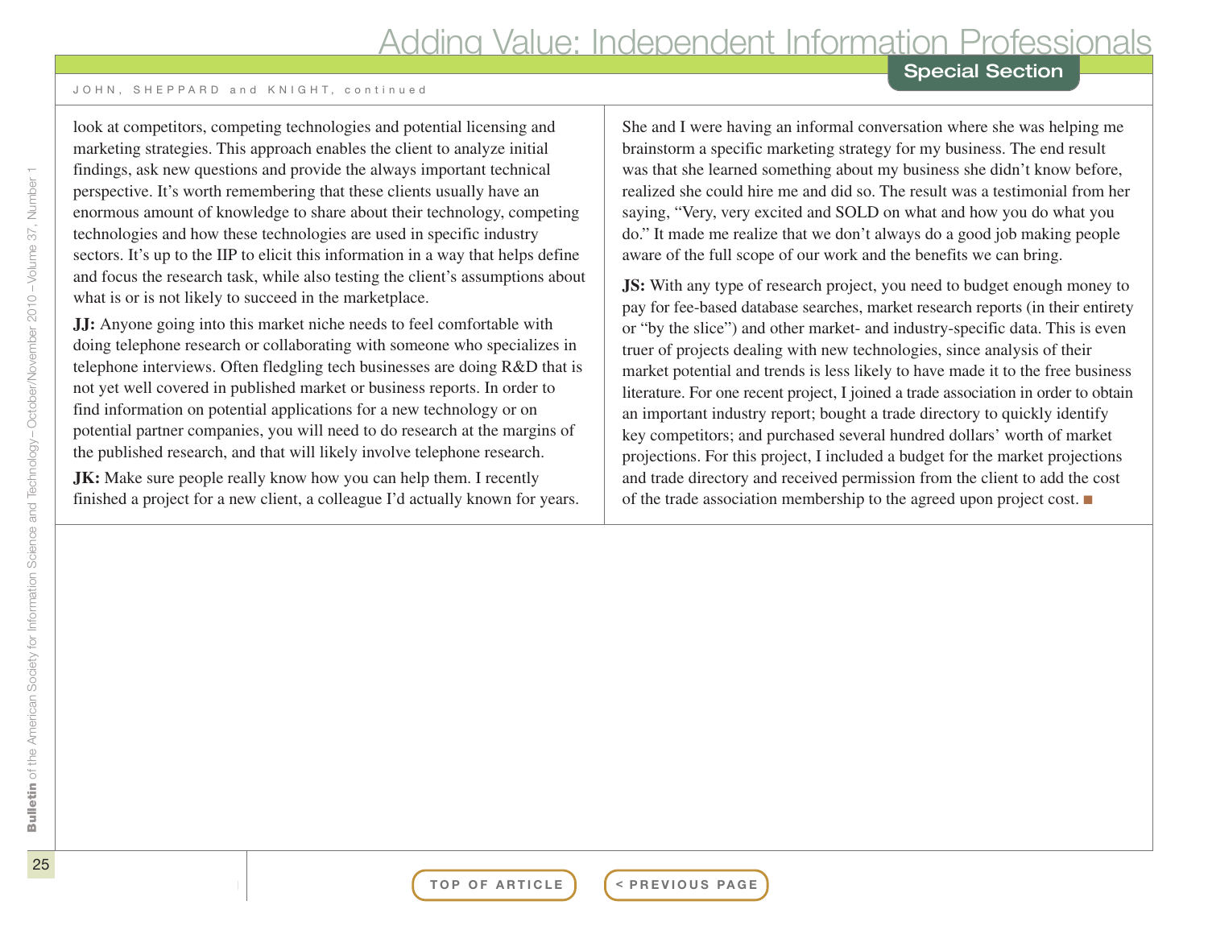look at competitors, competing technologies and potential licensing and marketing strategies. This approach enables the client to analyze initial findings, ask new questions and provide the always important technical perspective. It's worth remembering that these clients usually have an enormous amount of knowledge to share about their technology, competing technologies and how these technologies are used in specific industry sectors. It's up to the IIP to elicit this information in a way that helps define and focus the research task, while also testing the client's assumptions about what is or is not likely to succeed in the marketplace.

**JJ:** Anyone going into this market niche needs to feel comfortable with doing telephone research or collaborating with someone who specializes in telephone interviews. Often fledgling tech businesses are doing R&D that is not yet well covered in published market or business reports. In order to find information on potential applications for a new technology or on potential partner companies, you will need to do research at the margins of the published research, and that will likely involve telephone research.

**JK:** Make sure people really know how you can help them. I recently finished a project for a new client, a colleague I'd actually known for years. She and I were having an informal conversation where she was helping me brainstorm a specific marketing strategy for my business. The end result was that she learned something about my business she didn't know before, realized she could hire me and did so. The result was a testimonial from her saying, "Very, very excited and SOLD on what and how you do what you do." It made me realize that we don't always do a good job making people aware of the full scope of our work and the benefits we can bring.

**JS:** With any type of research project, you need to budget enough money to pay for fee-based database searches, market research reports (in their entirety or "by the slice") and other market- and industry-specific data. This is even truer of projects dealing with new technologies, since analysis of their market potential and trends is less likely to have made it to the free business literature. For one recent project, I joined a trade association in order to obtain an important industry report; bought a trade directory to quickly identify key competitors; and purchased several hundred dollars' worth of market projections. For this project, I included a budget for the market projections and trade directory and received permission from the client to add the cost of the trade association membership to the agreed upon project cost. ■